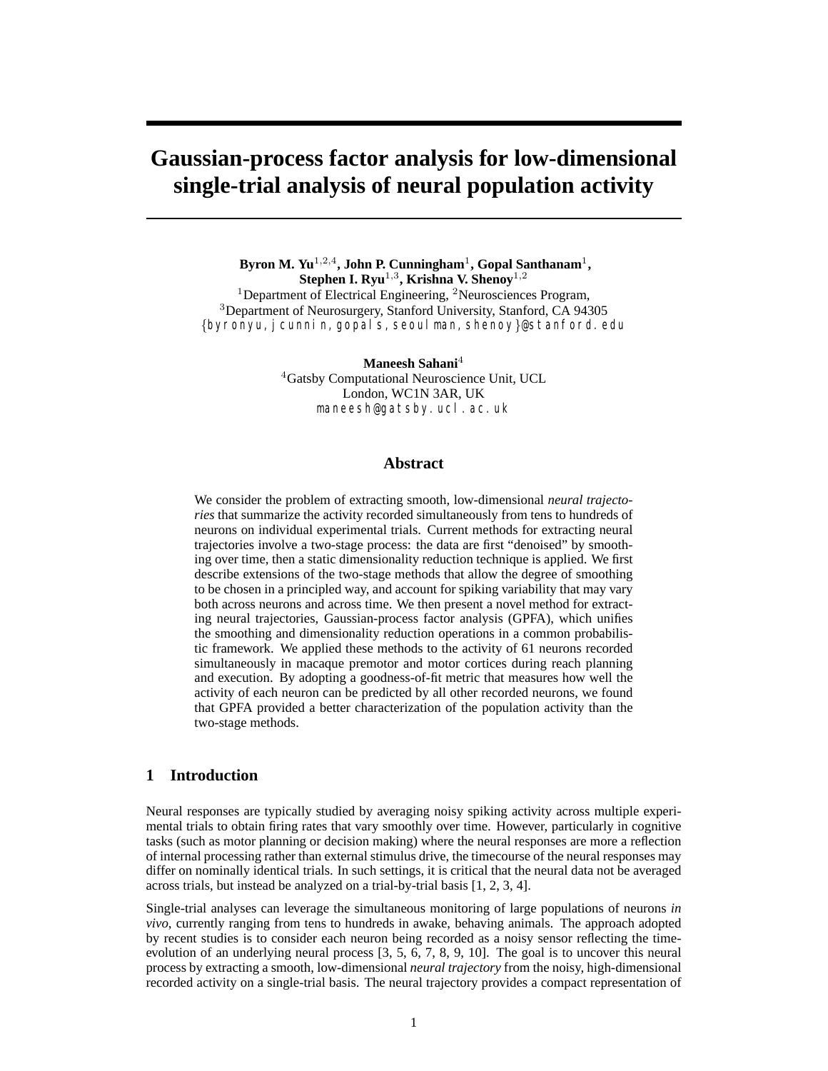# Gaussian-process factor analysis for low-dimensional single-trial analysis of neural population activity

**Byron M. Yu**[1,2,4]**, John P. Cunningham**[1]**, Gopal Santhanam**[1]**,**
**Stephen I. Ryu**[1,3]**, Krishna V. Shenoy**[1,2]

[1]Department of Electrical Engineering, [2]Neurosciences Program,
[3]Department of Neurosurgery, Stanford University, Stanford, CA 94305
{byronyu,jcunnin,gopals,seoulman,shenoy}@stanford.edu

**Maneesh Sahani**[4]

[4]Gatsby Computational Neuroscience Unit, UCL
London, WC1N 3AR, UK
maneesh@gatsby.ucl.ac.uk

## Abstract

We consider the problem of extracting smooth, low-dimensional *neural trajectories* that summarize the activity recorded simultaneously from tens to hundreds of neurons on individual experimental trials. Current methods for extracting neural trajectories involve a two-stage process: the data are first "denoised" by smoothing over time, then a static dimensionality reduction technique is applied. We first describe extensions of the two-stage methods that allow the degree of smoothing to be chosen in a principled way, and account for spiking variability that may vary both across neurons and across time. We then present a novel method for extracting neural trajectories, Gaussian-process factor analysis (GPFA), which unifies the smoothing and dimensionality reduction operations in a common probabilistic framework. We applied these methods to the activity of 61 neurons recorded simultaneously in macaque premotor and motor cortices during reach planning and execution. By adopting a goodness-of-fit metric that measures how well the activity of each neuron can be predicted by all other recorded neurons, we found that GPFA provided a better characterization of the population activity than the two-stage methods.

## 1 Introduction

Neural responses are typically studied by averaging noisy spiking activity across multiple experimental trials to obtain firing rates that vary smoothly over time. However, particularly in cognitive tasks (such as motor planning or decision making) where the neural responses are more a reflection of internal processing rather than external stimulus drive, the timecourse of the neural responses may differ on nominally identical trials. In such settings, it is critical that the neural data not be averaged across trials, but instead be analyzed on a trial-by-trial basis [1, 2, 3, 4].

Single-trial analyses can leverage the simultaneous monitoring of large populations of neurons *in vivo*, currently ranging from tens to hundreds in awake, behaving animals. The approach adopted by recent studies is to consider each neuron being recorded as a noisy sensor reflecting the time-evolution of an underlying neural process [3, 5, 6, 7, 8, 9, 10]. The goal is to uncover this neural process by extracting a smooth, low-dimensional *neural trajectory* from the noisy, high-dimensional recorded activity on a single-trial basis. The neural trajectory provides a compact representation of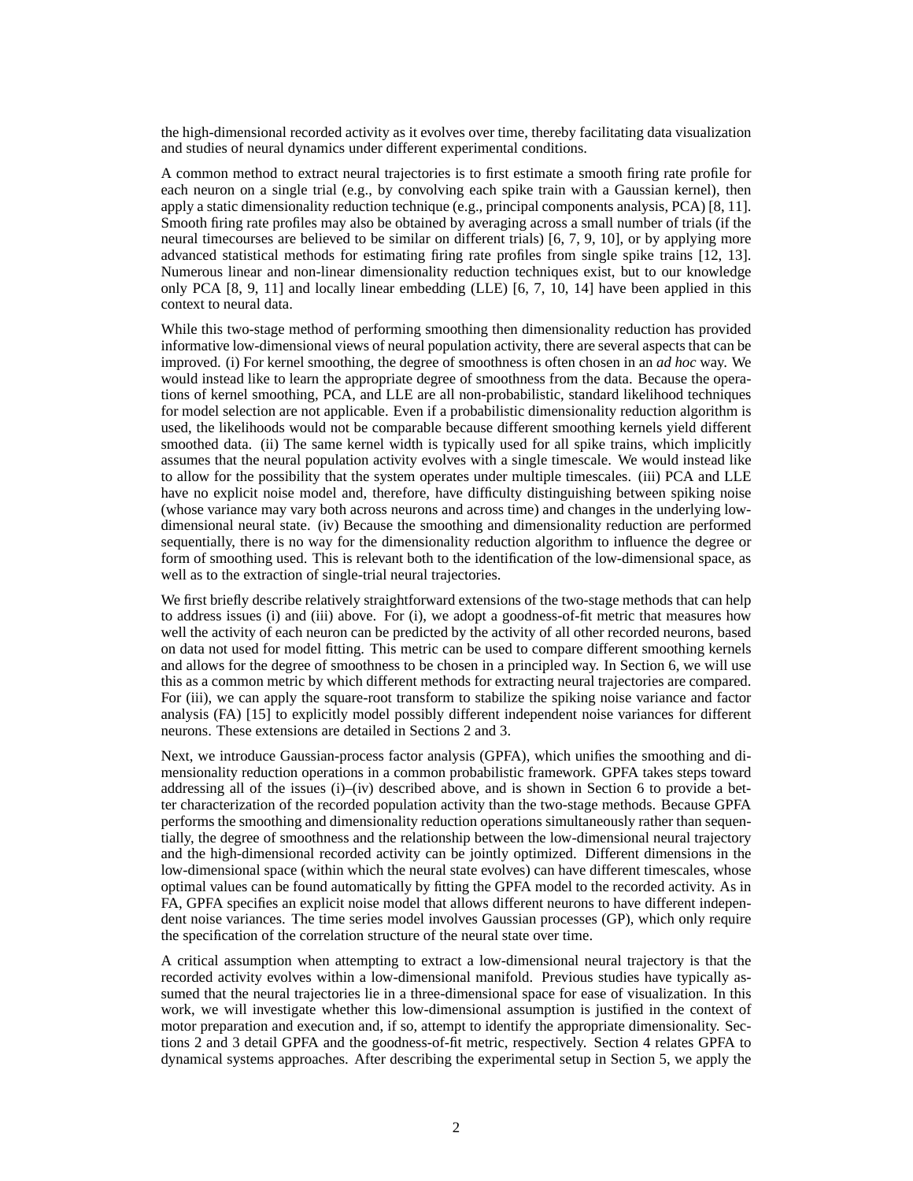the high-dimensional recorded activity as it evolves over time, thereby facilitating data visualization and studies of neural dynamics under different experimental conditions.

A common method to extract neural trajectories is to first estimate a smooth firing rate profile for each neuron on a single trial (e.g., by convolving each spike train with a Gaussian kernel), then apply a static dimensionality reduction technique (e.g., principal components analysis, PCA) [8, 11]. Smooth firing rate profiles may also be obtained by averaging across a small number of trials (if the neural timecourses are believed to be similar on different trials) [6, 7, 9, 10], or by applying more advanced statistical methods for estimating firing rate profiles from single spike trains [12, 13]. Numerous linear and non-linear dimensionality reduction techniques exist, but to our knowledge only PCA [8, 9, 11] and locally linear embedding (LLE) [6, 7, 10, 14] have been applied in this context to neural data.

While this two-stage method of performing smoothing then dimensionality reduction has provided informative low-dimensional views of neural population activity, there are several aspects that can be improved. (i) For kernel smoothing, the degree of smoothness is often chosen in an *ad hoc* way. We would instead like to learn the appropriate degree of smoothness from the data. Because the operations of kernel smoothing, PCA, and LLE are all non-probabilistic, standard likelihood techniques for model selection are not applicable. Even if a probabilistic dimensionality reduction algorithm is used, the likelihoods would not be comparable because different smoothing kernels yield different smoothed data. (ii) The same kernel width is typically used for all spike trains, which implicitly assumes that the neural population activity evolves with a single timescale. We would instead like to allow for the possibility that the system operates under multiple timescales. (iii) PCA and LLE have no explicit noise model and, therefore, have difficulty distinguishing between spiking noise (whose variance may vary both across neurons and across time) and changes in the underlying low-dimensional neural state. (iv) Because the smoothing and dimensionality reduction are performed sequentially, there is no way for the dimensionality reduction algorithm to influence the degree or form of smoothing used. This is relevant both to the identification of the low-dimensional space, as well as to the extraction of single-trial neural trajectories.

We first briefly describe relatively straightforward extensions of the two-stage methods that can help to address issues (i) and (iii) above. For (i), we adopt a goodness-of-fit metric that measures how well the activity of each neuron can be predicted by the activity of all other recorded neurons, based on data not used for model fitting. This metric can be used to compare different smoothing kernels and allows for the degree of smoothness to be chosen in a principled way. In Section 6, we will use this as a common metric by which different methods for extracting neural trajectories are compared. For (iii), we can apply the square-root transform to stabilize the spiking noise variance and factor analysis (FA) [15] to explicitly model possibly different independent noise variances for different neurons. These extensions are detailed in Sections 2 and 3.

Next, we introduce Gaussian-process factor analysis (GPFA), which unifies the smoothing and dimensionality reduction operations in a common probabilistic framework. GPFA takes steps toward addressing all of the issues (i)–(iv) described above, and is shown in Section 6 to provide a better characterization of the recorded population activity than the two-stage methods. Because GPFA performs the smoothing and dimensionality reduction operations simultaneously rather than sequentially, the degree of smoothness and the relationship between the low-dimensional neural trajectory and the high-dimensional recorded activity can be jointly optimized. Different dimensions in the low-dimensional space (within which the neural state evolves) can have different timescales, whose optimal values can be found automatically by fitting the GPFA model to the recorded activity. As in FA, GPFA specifies an explicit noise model that allows different neurons to have different independent noise variances. The time series model involves Gaussian processes (GP), which only require the specification of the correlation structure of the neural state over time.

A critical assumption when attempting to extract a low-dimensional neural trajectory is that the recorded activity evolves within a low-dimensional manifold. Previous studies have typically assumed that the neural trajectories lie in a three-dimensional space for ease of visualization. In this work, we will investigate whether this low-dimensional assumption is justified in the context of motor preparation and execution and, if so, attempt to identify the appropriate dimensionality. Sections 2 and 3 detail GPFA and the goodness-of-fit metric, respectively. Section 4 relates GPFA to dynamical systems approaches. After describing the experimental setup in Section 5, we apply the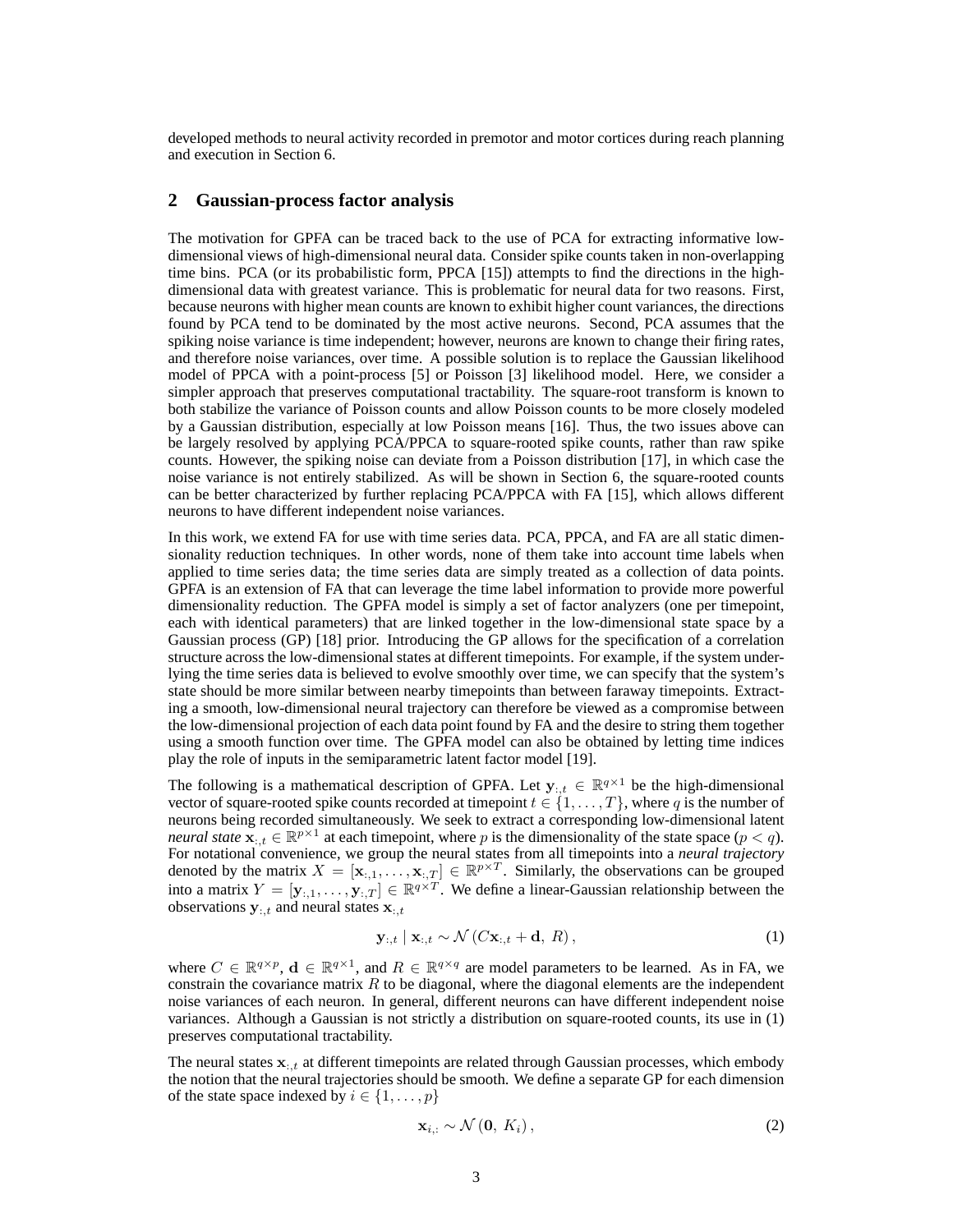developed methods to neural activity recorded in premotor and motor cortices during reach planning and execution in Section 6.

## 2 Gaussian-process factor analysis

The motivation for GPFA can be traced back to the use of PCA for extracting informative low-dimensional views of high-dimensional neural data. Consider spike counts taken in non-overlapping time bins. PCA (or its probabilistic form, PPCA [15]) attempts to find the directions in the high-dimensional data with greatest variance. This is problematic for neural data for two reasons. First, because neurons with higher mean counts are known to exhibit higher count variances, the directions found by PCA tend to be dominated by the most active neurons. Second, PCA assumes that the spiking noise variance is time independent; however, neurons are known to change their firing rates, and therefore noise variances, over time. A possible solution is to replace the Gaussian likelihood model of PPCA with a point-process [5] or Poisson [3] likelihood model. Here, we consider a simpler approach that preserves computational tractability. The square-root transform is known to both stabilize the variance of Poisson counts and allow Poisson counts to be more closely modeled by a Gaussian distribution, especially at low Poisson means [16]. Thus, the two issues above can be largely resolved by applying PCA/PPCA to square-rooted spike counts, rather than raw spike counts. However, the spiking noise can deviate from a Poisson distribution [17], in which case the noise variance is not entirely stabilized. As will be shown in Section 6, the square-rooted counts can be better characterized by further replacing PCA/PPCA with FA [15], which allows different neurons to have different independent noise variances.

In this work, we extend FA for use with time series data. PCA, PPCA, and FA are all static dimensionality reduction techniques. In other words, none of them take into account time labels when applied to time series data; the time series data are simply treated as a collection of data points. GPFA is an extension of FA that can leverage the time label information to provide more powerful dimensionality reduction. The GPFA model is simply a set of factor analyzers (one per timepoint, each with identical parameters) that are linked together in the low-dimensional state space by a Gaussian process (GP) [18] prior. Introducing the GP allows for the specification of a correlation structure across the low-dimensional states at different timepoints. For example, if the system underlying the time series data is believed to evolve smoothly over time, we can specify that the system's state should be more similar between nearby timepoints than between faraway timepoints. Extracting a smooth, low-dimensional neural trajectory can therefore be viewed as a compromise between the low-dimensional projection of each data point found by FA and the desire to string them together using a smooth function over time. The GPFA model can also be obtained by letting time indices play the role of inputs in the semiparametric latent factor model [19].

The following is a mathematical description of GPFA. Let $\mathbf{y}_{:,t} \in \mathbb{R}^{q \times 1}$ be the high-dimensional vector of square-rooted spike counts recorded at timepoint $t \in \{1, \ldots, T\}$, where $q$ is the number of neurons being recorded simultaneously. We seek to extract a corresponding low-dimensional latent *neural state* $\mathbf{x}_{:,t} \in \mathbb{R}^{p \times 1}$ at each timepoint, where $p$ is the dimensionality of the state space ($p < q$). For notational convenience, we group the neural states from all timepoints into a *neural trajectory* denoted by the matrix $X = [\mathbf{x}_{:,1}, \ldots, \mathbf{x}_{:,T}] \in \mathbb{R}^{p \times T}$. Similarly, the observations can be grouped into a matrix $Y = [\mathbf{y}_{:,1}, \ldots, \mathbf{y}_{:,T}] \in \mathbb{R}^{q \times T}$. We define a linear-Gaussian relationship between the observations $\mathbf{y}_{:,t}$ and neural states $\mathbf{x}_{:,t}$

$$\mathbf{y}_{:,t} \mid \mathbf{x}_{:,t} \sim \mathcal{N}\left(C\mathbf{x}_{:,t} + \mathbf{d},\ R\right), \tag{1}$$

where $C \in \mathbb{R}^{q \times p}$, $\mathbf{d} \in \mathbb{R}^{q \times 1}$, and $R \in \mathbb{R}^{q \times q}$ are model parameters to be learned. As in FA, we constrain the covariance matrix $R$ to be diagonal, where the diagonal elements are the independent noise variances of each neuron. In general, different neurons can have different independent noise variances. Although a Gaussian is not strictly a distribution on square-rooted counts, its use in (1) preserves computational tractability.

The neural states $\mathbf{x}_{:,t}$ at different timepoints are related through Gaussian processes, which embody the notion that the neural trajectories should be smooth. We define a separate GP for each dimension of the state space indexed by $i \in \{1, \ldots, p\}$

$$\mathbf{x}_{i,:} \sim \mathcal{N}\left(\mathbf{0},\ K_i\right), \tag{2}$$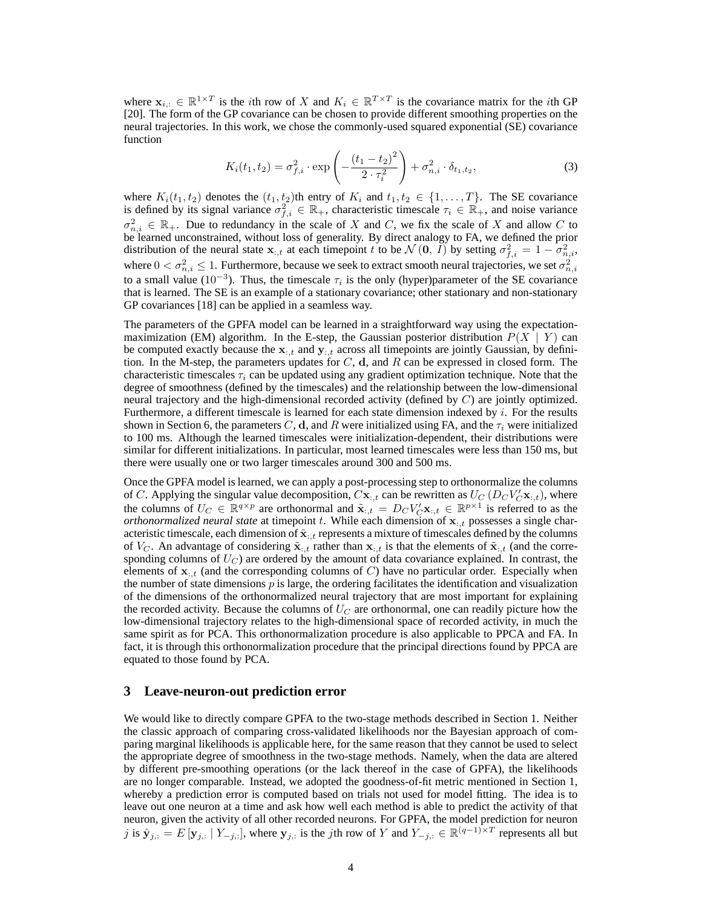where $\mathbf{x}_{i,:} \in \mathbb{R}^{1 \times T}$ is the $i$th row of $X$ and $K_i \in \mathbb{R}^{T \times T}$ is the covariance matrix for the $i$th GP [20]. The form of the GP covariance can be chosen to provide different smoothing properties on the neural trajectories. In this work, we chose the commonly-used squared exponential (SE) covariance function

$$K_i(t_1, t_2) = \sigma_{f,i}^2 \cdot \exp\left(-\frac{(t_1 - t_2)^2}{2 \cdot \tau_i^2}\right) + \sigma_{n,i}^2 \cdot \delta_{t_1,t_2}, \tag{3}$$

where $K_i(t_1, t_2)$ denotes the $(t_1, t_2)$th entry of $K_i$ and $t_1, t_2 \in \{1, \ldots, T\}$. The SE covariance is defined by its signal variance $\sigma_{f,i}^2 \in \mathbb{R}_+$, characteristic timescale $\tau_i \in \mathbb{R}_+$, and noise variance $\sigma_{n,i}^2 \in \mathbb{R}_+$. Due to redundancy in the scale of $X$ and $C$, we fix the scale of $X$ and allow $C$ to be learned unconstrained, without loss of generality. By direct analogy to FA, we defined the prior distribution of the neural state $\mathbf{x}_{:,t}$ at each timepoint $t$ to be $\mathcal{N}(\mathbf{0}, I)$ by setting $\sigma_{f,i}^2 = 1 - \sigma_{n,i}^2$, where $0 < \sigma_{n,i}^2 \leq 1$. Furthermore, because we seek to extract smooth neural trajectories, we set $\sigma_{n,i}^2$ to a small value ($10^{-3}$). Thus, the timescale $\tau_i$ is the only (hyper)parameter of the SE covariance that is learned. The SE is an example of a stationary covariance; other stationary and non-stationary GP covariances [18] can be applied in a seamless way.

The parameters of the GPFA model can be learned in a straightforward way using the expectation-maximization (EM) algorithm. In the E-step, the Gaussian posterior distribution $P(X \mid Y)$ can be computed exactly because the $\mathbf{x}_{:,t}$ and $\mathbf{y}_{:,t}$ across all timepoints are jointly Gaussian, by definition. In the M-step, the parameters updates for $C$, $\mathbf{d}$, and $R$ can be expressed in closed form. The characteristic timescales $\tau_i$ can be updated using any gradient optimization technique. Note that the degree of smoothness (defined by the timescales) and the relationship between the low-dimensional neural trajectory and the high-dimensional recorded activity (defined by $C$) are jointly optimized. Furthermore, a different timescale is learned for each state dimension indexed by $i$. For the results shown in Section 6, the parameters $C$, $\mathbf{d}$, and $R$ were initialized using FA, and the $\tau_i$ were initialized to 100 ms. Although the learned timescales were initialization-dependent, their distributions were similar for different initializations. In particular, most learned timescales were less than 150 ms, but there were usually one or two larger timescales around 300 and 500 ms.

Once the GPFA model is learned, we can apply a post-processing step to orthonormalize the columns of $C$. Applying the singular value decomposition, $C\mathbf{x}_{:,t}$ can be rewritten as $U_C \left(D_C V_C' \mathbf{x}_{:,t}\right)$, where the columns of $U_C \in \mathbb{R}^{q \times p}$ are orthonormal and $\tilde{\mathbf{x}}_{:,t} = D_C V_C' \mathbf{x}_{:,t} \in \mathbb{R}^{p \times 1}$ is referred to as the *orthonormalized neural state* at timepoint $t$. While each dimension of $\mathbf{x}_{:,t}$ possesses a single characteristic timescale, each dimension of $\tilde{\mathbf{x}}_{:,t}$ represents a mixture of timescales defined by the columns of $V_C$. An advantage of considering $\tilde{\mathbf{x}}_{:,t}$ rather than $\mathbf{x}_{:,t}$ is that the elements of $\tilde{\mathbf{x}}_{:,t}$ (and the corresponding columns of $U_C$) are ordered by the amount of data covariance explained. In contrast, the elements of $\mathbf{x}_{:,t}$ (and the corresponding columns of $C$) have no particular order. Especially when the number of state dimensions $p$ is large, the ordering facilitates the identification and visualization of the dimensions of the orthonormalized neural trajectory that are most important for explaining the recorded activity. Because the columns of $U_C$ are orthonormal, one can readily picture how the low-dimensional trajectory relates to the high-dimensional space of recorded activity, in much the same spirit as for PCA. This orthonormalization procedure is also applicable to PPCA and FA. In fact, it is through this orthonormalization procedure that the principal directions found by PPCA are equated to those found by PCA.

## 3 Leave-neuron-out prediction error

We would like to directly compare GPFA to the two-stage methods described in Section 1. Neither the classic approach of comparing cross-validated likelihoods nor the Bayesian approach of comparing marginal likelihoods is applicable here, for the same reason that they cannot be used to select the appropriate degree of smoothness in the two-stage methods. Namely, when the data are altered by different pre-smoothing operations (or the lack thereof in the case of GPFA), the likelihoods are no longer comparable. Instead, we adopted the goodness-of-fit metric mentioned in Section 1, whereby a prediction error is computed based on trials not used for model fitting. The idea is to leave out one neuron at a time and ask how well each method is able to predict the activity of that neuron, given the activity of all other recorded neurons. For GPFA, the model prediction for neuron $j$ is $\hat{\mathbf{y}}_{j,:} = E\left[\mathbf{y}_{j,:} \mid Y_{-j,:}\right]$, where $\mathbf{y}_{j,:}$ is the $j$th row of $Y$ and $Y_{-j,:} \in \mathbb{R}^{(q-1) \times T}$ represents all but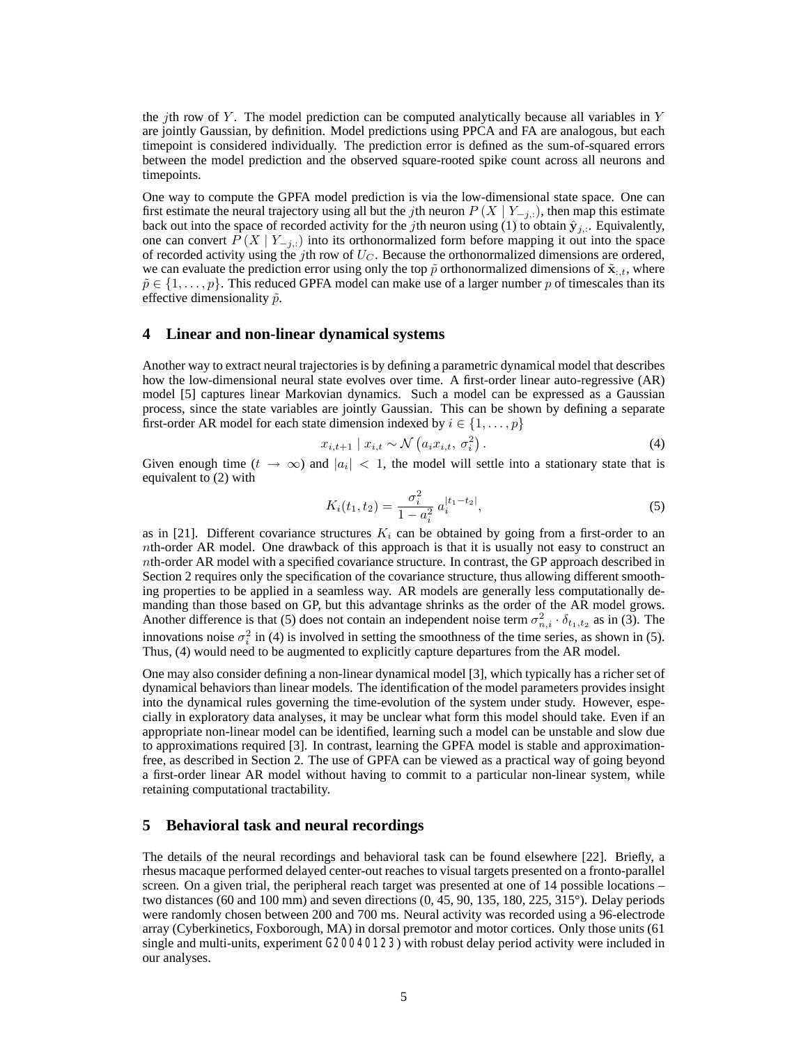the $j$th row of $Y$. The model prediction can be computed analytically because all variables in $Y$ are jointly Gaussian, by definition. Model predictions using PPCA and FA are analogous, but each timepoint is considered individually. The prediction error is defined as the sum-of-squared errors between the model prediction and the observed square-rooted spike count across all neurons and timepoints.

One way to compute the GPFA model prediction is via the low-dimensional state space. One can first estimate the neural trajectory using all but the $j$th neuron $P(X \mid Y_{-j,:})$, then map this estimate back out into the space of recorded activity for the $j$th neuron using (1) to obtain $\hat{\mathbf{y}}_{j,:}$. Equivalently, one can convert $P(X \mid Y_{-j,:})$ into its orthonormalized form before mapping it out into the space of recorded activity using the $j$th row of $U_C$. Because the orthonormalized dimensions are ordered, we can evaluate the prediction error using only the top $\tilde{p}$ orthonormalized dimensions of $\tilde{\mathbf{x}}_{:,t}$, where $\tilde{p} \in \{1, \ldots, p\}$. This reduced GPFA model can make use of a larger number $p$ of timescales than its effective dimensionality $\tilde{p}$.

## 4 Linear and non-linear dynamical systems

Another way to extract neural trajectories is by defining a parametric dynamical model that describes how the low-dimensional neural state evolves over time. A first-order linear auto-regressive (AR) model [5] captures linear Markovian dynamics. Such a model can be expressed as a Gaussian process, since the state variables are jointly Gaussian. This can be shown by defining a separate first-order AR model for each state dimension indexed by $i \in \{1, \ldots, p\}$

$$x_{i,t+1} \mid x_{i,t} \sim \mathcal{N}\left(a_i x_{i,t},\ \sigma_i^2\right). \tag{4}$$

Given enough time ($t \to \infty$) and $|a_i| < 1$, the model will settle into a stationary state that is equivalent to (2) with

$$K_i(t_1, t_2) = \frac{\sigma_i^2}{1 - a_i^2}\ a_i^{|t_1 - t_2|}, \tag{5}$$

as in [21]. Different covariance structures $K_i$ can be obtained by going from a first-order to an $n$th-order AR model. One drawback of this approach is that it is usually not easy to construct an $n$th-order AR model with a specified covariance structure. In contrast, the GP approach described in Section 2 requires only the specification of the covariance structure, thus allowing different smoothing properties to be applied in a seamless way. AR models are generally less computationally demanding than those based on GP, but this advantage shrinks as the order of the AR model grows. Another difference is that (5) does not contain an independent noise term $\sigma_{n,i}^2 \cdot \delta_{t_1,t_2}$ as in (3). The innovations noise $\sigma_i^2$ in (4) is involved in setting the smoothness of the time series, as shown in (5). Thus, (4) would need to be augmented to explicitly capture departures from the AR model.

One may also consider defining a non-linear dynamical model [3], which typically has a richer set of dynamical behaviors than linear models. The identification of the model parameters provides insight into the dynamical rules governing the time-evolution of the system under study. However, especially in exploratory data analyses, it may be unclear what form this model should take. Even if an appropriate non-linear model can be identified, learning such a model can be unstable and slow due to approximations required [3]. In contrast, learning the GPFA model is stable and approximation-free, as described in Section 2. The use of GPFA can be viewed as a practical way of going beyond a first-order linear AR model without having to commit to a particular non-linear system, while retaining computational tractability.

## 5 Behavioral task and neural recordings

The details of the neural recordings and behavioral task can be found elsewhere [22]. Briefly, a rhesus macaque performed delayed center-out reaches to visual targets presented on a fronto-parallel screen. On a given trial, the peripheral reach target was presented at one of 14 possible locations – two distances (60 and 100 mm) and seven directions (0, 45, 90, 135, 180, 225, 315°). Delay periods were randomly chosen between 200 and 700 ms. Neural activity was recorded using a 96-electrode array (Cyberkinetics, Foxborough, MA) in dorsal premotor and motor cortices. Only those units (61 single and multi-units, experiment G20040123) with robust delay period activity were included in our analyses.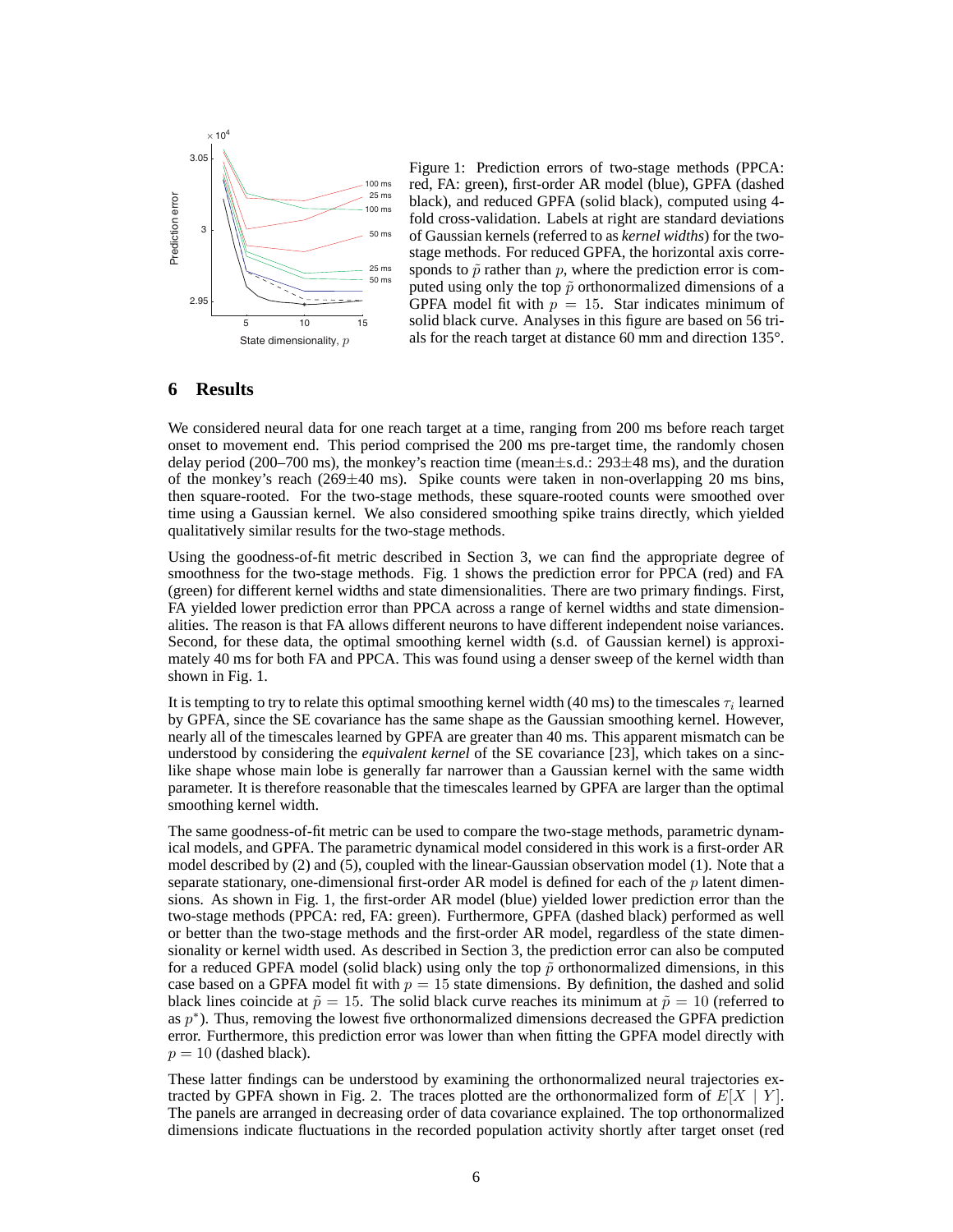Figure 1: Prediction errors of two-stage methods (PPCA: red, FA: green), first-order AR model (blue), GPFA (dashed black), and reduced GPFA (solid black), computed using 4-fold cross-validation. Labels at right are standard deviations of Gaussian kernels (referred to as *kernel widths*) for the two-stage methods. For reduced GPFA, the horizontal axis corresponds to $\tilde{p}$ rather than $p$, where the prediction error is computed using only the top $\tilde{p}$ orthonormalized dimensions of a GPFA model fit with $p = 15$. Star indicates minimum of solid black curve. Analyses in this figure are based on 56 trials for the reach target at distance 60 mm and direction 135°.

## 6 Results

We considered neural data for one reach target at a time, ranging from 200 ms before reach target onset to movement end. This period comprised the 200 ms pre-target time, the randomly chosen delay period (200–700 ms), the monkey's reaction time (mean±s.d.: 293±48 ms), and the duration of the monkey's reach (269±40 ms). Spike counts were taken in non-overlapping 20 ms bins, then square-rooted. For the two-stage methods, these square-rooted counts were smoothed over time using a Gaussian kernel. We also considered smoothing spike trains directly, which yielded qualitatively similar results for the two-stage methods.

Using the goodness-of-fit metric described in Section 3, we can find the appropriate degree of smoothness for the two-stage methods. Fig. 1 shows the prediction error for PPCA (red) and FA (green) for different kernel widths and state dimensionalities. There are two primary findings. First, FA yielded lower prediction error than PPCA across a range of kernel widths and state dimensionalities. The reason is that FA allows different neurons to have different independent noise variances. Second, for these data, the optimal smoothing kernel width (s.d. of Gaussian kernel) is approximately 40 ms for both FA and PPCA. This was found using a denser sweep of the kernel width than shown in Fig. 1.

It is tempting to try to relate this optimal smoothing kernel width (40 ms) to the timescales $\tau_i$ learned by GPFA, since the SE covariance has the same shape as the Gaussian smoothing kernel. However, nearly all of the timescales learned by GPFA are greater than 40 ms. This apparent mismatch can be understood by considering the *equivalent kernel* of the SE covariance [23], which takes on a sinc-like shape whose main lobe is generally far narrower than a Gaussian kernel with the same width parameter. It is therefore reasonable that the timescales learned by GPFA are larger than the optimal smoothing kernel width.

The same goodness-of-fit metric can be used to compare the two-stage methods, parametric dynamical models, and GPFA. The parametric dynamical model considered in this work is a first-order AR model described by (2) and (5), coupled with the linear-Gaussian observation model (1). Note that a separate stationary, one-dimensional first-order AR model is defined for each of the $p$ latent dimensions. As shown in Fig. 1, the first-order AR model (blue) yielded lower prediction error than the two-stage methods (PPCA: red, FA: green). Furthermore, GPFA (dashed black) performed as well or better than the two-stage methods and the first-order AR model, regardless of the state dimensionality or kernel width used. As described in Section 3, the prediction error can also be computed for a reduced GPFA model (solid black) using only the top $\tilde{p}$ orthonormalized dimensions, in this case based on a GPFA model fit with $p = 15$ state dimensions. By definition, the dashed and solid black lines coincide at $\tilde{p} = 15$. The solid black curve reaches its minimum at $\tilde{p} = 10$ (referred to as $p^*$). Thus, removing the lowest five orthonormalized dimensions decreased the GPFA prediction error. Furthermore, this prediction error was lower than when fitting the GPFA model directly with $p = 10$ (dashed black).

These latter findings can be understood by examining the orthonormalized neural trajectories extracted by GPFA shown in Fig. 2. The traces plotted are the orthonormalized form of $E[X \mid Y]$. The panels are arranged in decreasing order of data covariance explained. The top orthonormalized dimensions indicate fluctuations in the recorded population activity shortly after target onset (red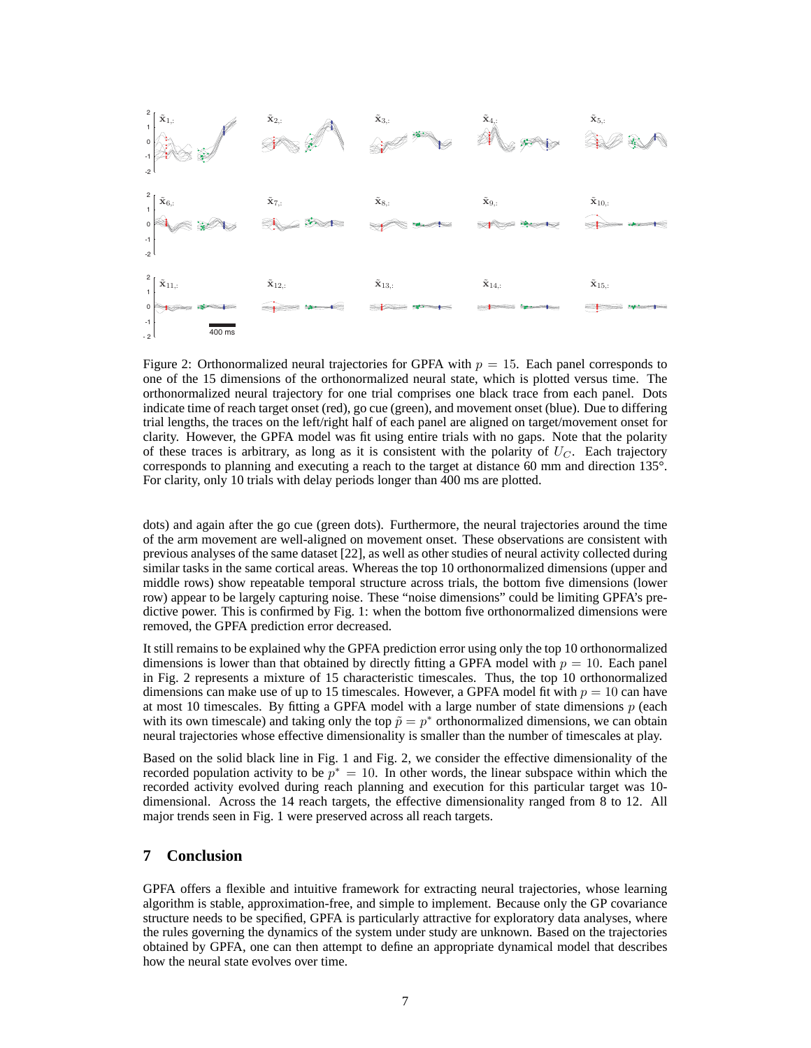Figure 2: Orthonormalized neural trajectories for GPFA with $p = 15$. Each panel corresponds to one of the 15 dimensions of the orthonormalized neural state, which is plotted versus time. The orthonormalized neural trajectory for one trial comprises one black trace from each panel. Dots indicate time of reach target onset (red), go cue (green), and movement onset (blue). Due to differing trial lengths, the traces on the left/right half of each panel are aligned on target/movement onset for clarity. However, the GPFA model was fit using entire trials with no gaps. Note that the polarity of these traces is arbitrary, as long as it is consistent with the polarity of $U_C$. Each trajectory corresponds to planning and executing a reach to the target at distance 60 mm and direction 135°. For clarity, only 10 trials with delay periods longer than 400 ms are plotted.

dots) and again after the go cue (green dots). Furthermore, the neural trajectories around the time of the arm movement are well-aligned on movement onset. These observations are consistent with previous analyses of the same dataset [22], as well as other studies of neural activity collected during similar tasks in the same cortical areas. Whereas the top 10 orthonormalized dimensions (upper and middle rows) show repeatable temporal structure across trials, the bottom five dimensions (lower row) appear to be largely capturing noise. These "noise dimensions" could be limiting GPFA's predictive power. This is confirmed by Fig. 1: when the bottom five orthonormalized dimensions were removed, the GPFA prediction error decreased.

It still remains to be explained why the GPFA prediction error using only the top 10 orthonormalized dimensions is lower than that obtained by directly fitting a GPFA model with $p = 10$. Each panel in Fig. 2 represents a mixture of 15 characteristic timescales. Thus, the top 10 orthonormalized dimensions can make use of up to 15 timescales. However, a GPFA model fit with $p = 10$ can have at most 10 timescales. By fitting a GPFA model with a large number of state dimensions $p$ (each with its own timescale) and taking only the top $\tilde{p} = p^*$ orthonormalized dimensions, we can obtain neural trajectories whose effective dimensionality is smaller than the number of timescales at play.

Based on the solid black line in Fig. 1 and Fig. 2, we consider the effective dimensionality of the recorded population activity to be $p^* = 10$. In other words, the linear subspace within which the recorded activity evolved during reach planning and execution for this particular target was 10-dimensional. Across the 14 reach targets, the effective dimensionality ranged from 8 to 12. All major trends seen in Fig. 1 were preserved across all reach targets.

## 7 Conclusion

GPFA offers a flexible and intuitive framework for extracting neural trajectories, whose learning algorithm is stable, approximation-free, and simple to implement. Because only the GP covariance structure needs to be specified, GPFA is particularly attractive for exploratory data analyses, where the rules governing the dynamics of the system under study are unknown. Based on the trajectories obtained by GPFA, one can then attempt to define an appropriate dynamical model that describes how the neural state evolves over time.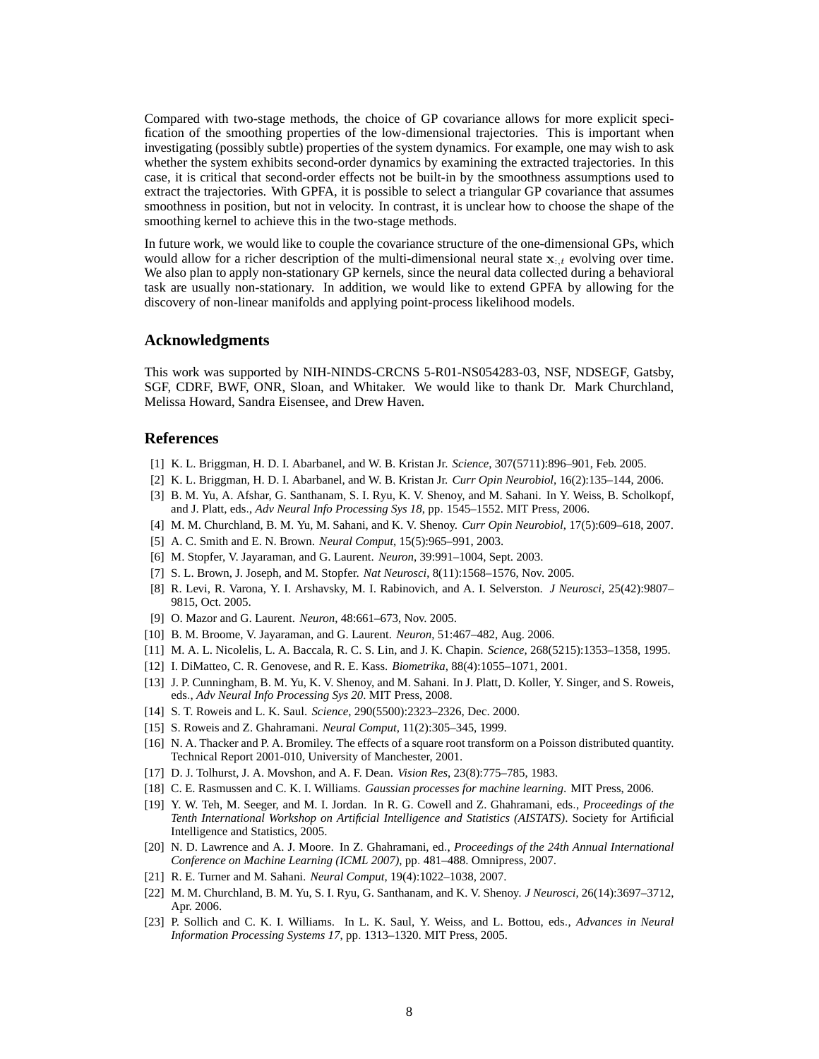Compared with two-stage methods, the choice of GP covariance allows for more explicit specification of the smoothing properties of the low-dimensional trajectories. This is important when investigating (possibly subtle) properties of the system dynamics. For example, one may wish to ask whether the system exhibits second-order dynamics by examining the extracted trajectories. In this case, it is critical that second-order effects not be built-in by the smoothness assumptions used to extract the trajectories. With GPFA, it is possible to select a triangular GP covariance that assumes smoothness in position, but not in velocity. In contrast, it is unclear how to choose the shape of the smoothing kernel to achieve this in the two-stage methods.

In future work, we would like to couple the covariance structure of the one-dimensional GPs, which would allow for a richer description of the multi-dimensional neural state $\mathbf{x}_{:,t}$ evolving over time. We also plan to apply non-stationary GP kernels, since the neural data collected during a behavioral task are usually non-stationary. In addition, we would like to extend GPFA by allowing for the discovery of non-linear manifolds and applying point-process likelihood models.

## Acknowledgments

This work was supported by NIH-NINDS-CRCNS 5-R01-NS054283-03, NSF, NDSEGF, Gatsby, SGF, CDRF, BWF, ONR, Sloan, and Whitaker. We would like to thank Dr. Mark Churchland, Melissa Howard, Sandra Eisensee, and Drew Haven.

## References

[1] K. L. Briggman, H. D. I. Abarbanel, and W. B. Kristan Jr. *Science*, 307(5711):896–901, Feb. 2005.

[2] K. L. Briggman, H. D. I. Abarbanel, and W. B. Kristan Jr. *Curr Opin Neurobiol*, 16(2):135–144, 2006.

[3] B. M. Yu, A. Afshar, G. Santhanam, S. I. Ryu, K. V. Shenoy, and M. Sahani. In Y. Weiss, B. Scholkopf, and J. Platt, eds., *Adv Neural Info Processing Sys 18*, pp. 1545–1552. MIT Press, 2006.

[4] M. M. Churchland, B. M. Yu, M. Sahani, and K. V. Shenoy. *Curr Opin Neurobiol*, 17(5):609–618, 2007.

[5] A. C. Smith and E. N. Brown. *Neural Comput*, 15(5):965–991, 2003.

[6] M. Stopfer, V. Jayaraman, and G. Laurent. *Neuron*, 39:991–1004, Sept. 2003.

[7] S. L. Brown, J. Joseph, and M. Stopfer. *Nat Neurosci*, 8(11):1568–1576, Nov. 2005.

[8] R. Levi, R. Varona, Y. I. Arshavsky, M. I. Rabinovich, and A. I. Selverston. *J Neurosci*, 25(42):9807–9815, Oct. 2005.

[9] O. Mazor and G. Laurent. *Neuron*, 48:661–673, Nov. 2005.

[10] B. M. Broome, V. Jayaraman, and G. Laurent. *Neuron*, 51:467–482, Aug. 2006.

[11] M. A. L. Nicolelis, L. A. Baccala, R. C. S. Lin, and J. K. Chapin. *Science*, 268(5215):1353–1358, 1995.

[12] I. DiMatteo, C. R. Genovese, and R. E. Kass. *Biometrika*, 88(4):1055–1071, 2001.

[13] J. P. Cunningham, B. M. Yu, K. V. Shenoy, and M. Sahani. In J. Platt, D. Koller, Y. Singer, and S. Roweis, eds., *Adv Neural Info Processing Sys 20*. MIT Press, 2008.

[14] S. T. Roweis and L. K. Saul. *Science*, 290(5500):2323–2326, Dec. 2000.

[15] S. Roweis and Z. Ghahramani. *Neural Comput*, 11(2):305–345, 1999.

[16] N. A. Thacker and P. A. Bromiley. The effects of a square root transform on a Poisson distributed quantity. Technical Report 2001-010, University of Manchester, 2001.

[17] D. J. Tolhurst, J. A. Movshon, and A. F. Dean. *Vision Res*, 23(8):775–785, 1983.

[18] C. E. Rasmussen and C. K. I. Williams. *Gaussian processes for machine learning*. MIT Press, 2006.

[19] Y. W. Teh, M. Seeger, and M. I. Jordan. In R. G. Cowell and Z. Ghahramani, eds., *Proceedings of the Tenth International Workshop on Artificial Intelligence and Statistics (AISTATS)*. Society for Artificial Intelligence and Statistics, 2005.

[20] N. D. Lawrence and A. J. Moore. In Z. Ghahramani, ed., *Proceedings of the 24th Annual International Conference on Machine Learning (ICML 2007)*, pp. 481–488. Omnipress, 2007.

[21] R. E. Turner and M. Sahani. *Neural Comput*, 19(4):1022–1038, 2007.

[22] M. M. Churchland, B. M. Yu, S. I. Ryu, G. Santhanam, and K. V. Shenoy. *J Neurosci*, 26(14):3697–3712, Apr. 2006.

[23] P. Sollich and C. K. I. Williams. In L. K. Saul, Y. Weiss, and L. Bottou, eds., *Advances in Neural Information Processing Systems 17*, pp. 1313–1320. MIT Press, 2005.